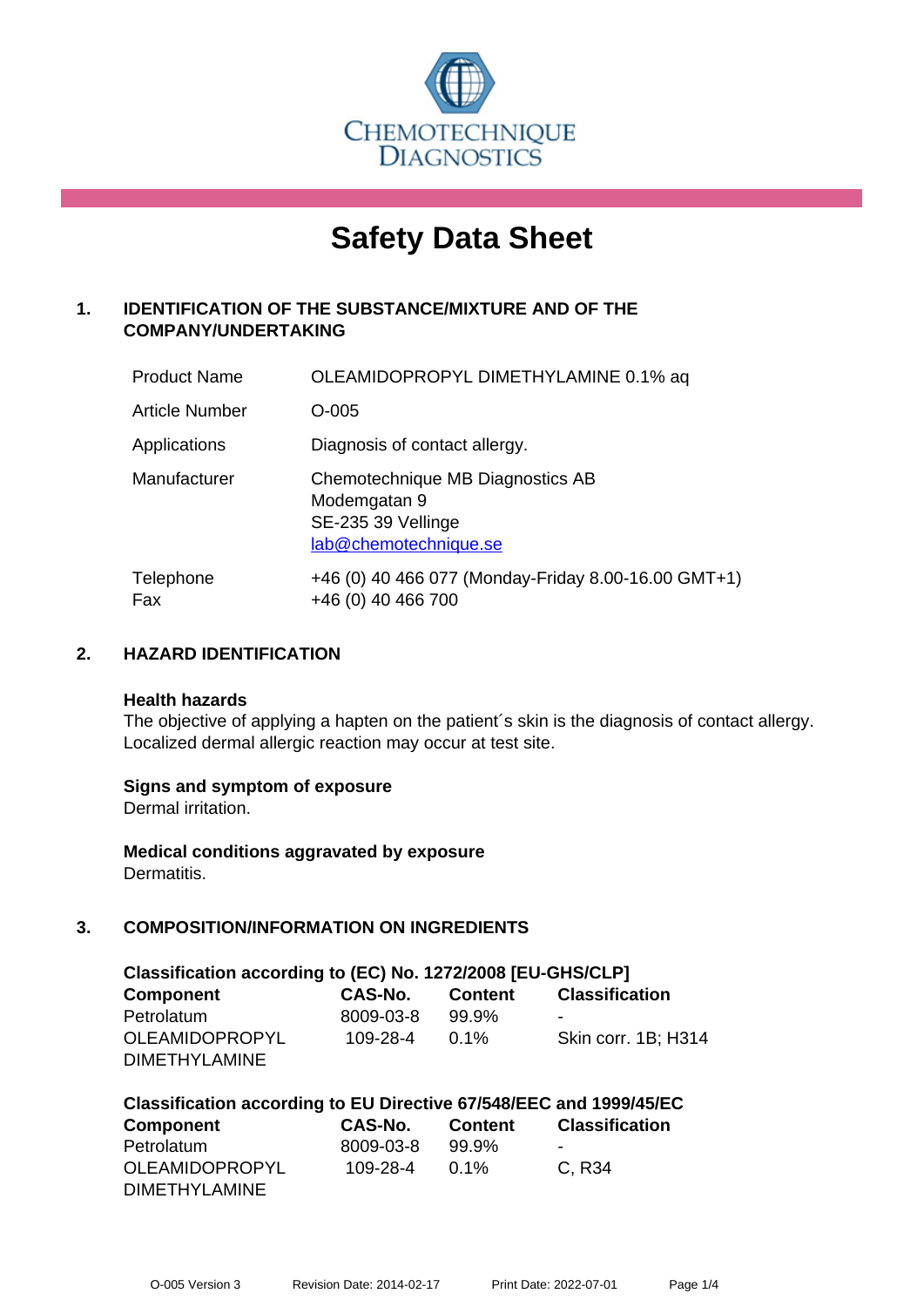CHEMOTECHNIQUE DIAGNOSTICS

# Safety Data Sheet

## 1. IDENTIFICATION OF THE SUBSTANCE/MIXTURE AND OF THE COMPANY/UNDERTAKING

| | |
|---|---|
| Product Name | OLEAMIDOPROPYL DIMETHYLAMINE 0.1% aq |
| Article Number | O-005 |
| Applications | Diagnosis of contact allergy. |
| Manufacturer | Chemotechnique MB Diagnostics AB<br>Modemgatan 9<br>SE-235 39 Vellinge<br>lab@chemotechnique.se |
| Telephone<br>Fax | +46 (0) 40 466 077 (Monday-Friday 8.00-16.00 GMT+1)<br>+46 (0) 40 466 700 |

## 2. HAZARD IDENTIFICATION

**Health hazards**

The objective of applying a hapten on the patient´s skin is the diagnosis of contact allergy. Localized dermal allergic reaction may occur at test site.

**Signs and symptom of exposure**

Dermal irritation.

**Medical conditions aggravated by exposure**

Dermatitis.

## 3. COMPOSITION/INFORMATION ON INGREDIENTS

**Classification according to (EC) No. 1272/2008 [EU-GHS/CLP]**

| Component | CAS-No. | Content | Classification |
|---|---|---|---|
| Petrolatum | 8009-03-8 | 99.9% | - |
| OLEAMIDOPROPYL DIMETHYLAMINE | 109-28-4 | 0.1% | Skin corr. 1B; H314 |

**Classification according to EU Directive 67/548/EEC and 1999/45/EC**

| Component | CAS-No. | Content | Classification |
|---|---|---|---|
| Petrolatum | 8009-03-8 | 99.9% | - |
| OLEAMIDOPROPYL DIMETHYLAMINE | 109-28-4 | 0.1% | C, R34 |

O-005 Version 3 Revision Date: 2014-02-17 Print Date: 2022-07-01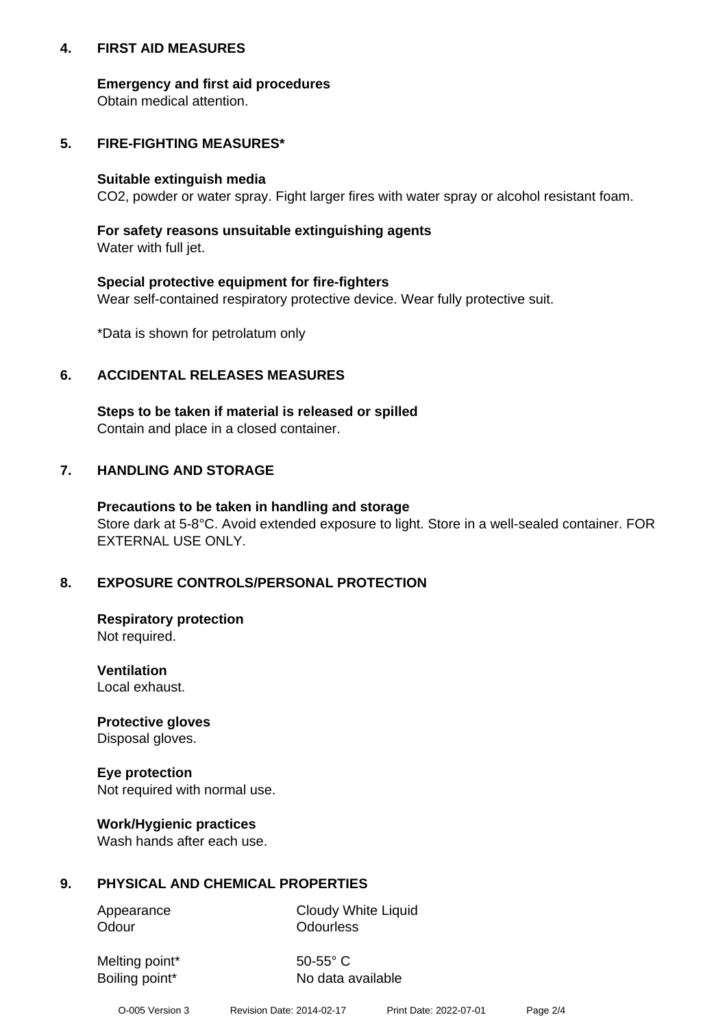## 4. FIRST AID MEASURES

**Emergency and first aid procedures**
Obtain medical attention.

## 5. FIRE-FIGHTING MEASURES*

**Suitable extinguish media**
$CO_2$, powder or water spray. Fight larger fires with water spray or alcohol resistant foam.

**For safety reasons unsuitable extinguishing agents**
Water with full jet.

**Special protective equipment for fire-fighters**
Wear self-contained respiratory protective device. Wear fully protective suit.

*Data is shown for petrolatum only

## 6. ACCIDENTAL RELEASES MEASURES

**Steps to be taken if material is released or spilled**
Contain and place in a closed container.

## 7. HANDLING AND STORAGE

**Precautions to be taken in handling and storage**
Store dark at 5-8°C. Avoid extended exposure to light. Store in a well-sealed container. FOR EXTERNAL USE ONLY.

## 8. EXPOSURE CONTROLS/PERSONAL PROTECTION

**Respiratory protection**
Not required.

**Ventilation**
Local exhaust.

**Protective gloves**
Disposal gloves.

**Eye protection**
Not required with normal use.

**Work/Hygienic practices**
Wash hands after each use.

## 9. PHYSICAL AND CHEMICAL PROPERTIES

| | |
|---|---|
| Appearance | Cloudy White Liquid |
| Odour | Odourless |
| Melting point* | 50-55° C |
| Boiling point* | No data available |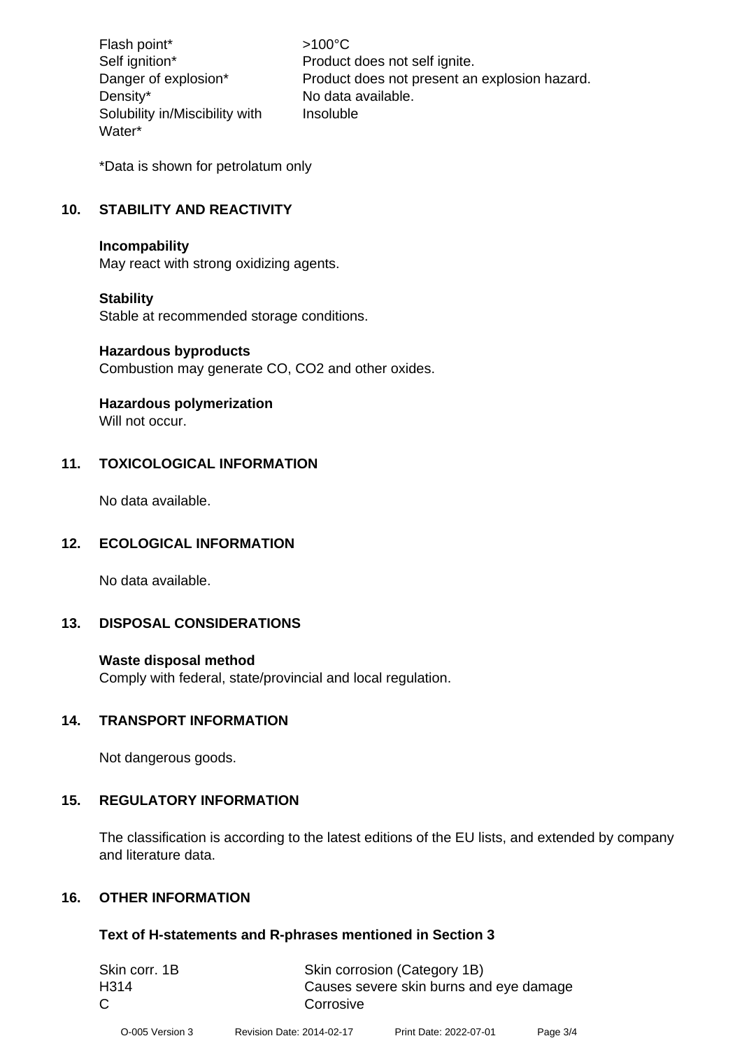| | |
|---|---|
| Flash point* | >100°C |
| Self ignition* | Product does not self ignite. |
| Danger of explosion* | Product does not present an explosion hazard. |
| Density* | No data available. |
| Solubility in/Miscibility with Water* | Insoluble |

*Data is shown for petrolatum only

## 10. STABILITY AND REACTIVITY

**Incompability**
May react with strong oxidizing agents.

**Stability**
Stable at recommended storage conditions.

**Hazardous byproducts**
Combustion may generate CO, $CO_2$ and other oxides.

**Hazardous polymerization**
Will not occur.

## 11. TOXICOLOGICAL INFORMATION

No data available.

## 12. ECOLOGICAL INFORMATION

No data available.

## 13. DISPOSAL CONSIDERATIONS

**Waste disposal method**
Comply with federal, state/provincial and local regulation.

## 14. TRANSPORT INFORMATION

Not dangerous goods.

## 15. REGULATORY INFORMATION

The classification is according to the latest editions of the EU lists, and extended by company and literature data.

## 16. OTHER INFORMATION

### Text of H-statements and R-phrases mentioned in Section 3

| | |
|---|---|
| Skin corr. 1B | Skin corrosion (Category 1B) |
| H314 | Causes severe skin burns and eye damage |
| C | Corrosive |

O-005 Version 3 Revision Date: 2014-02-17 Print Date: 2022-07-01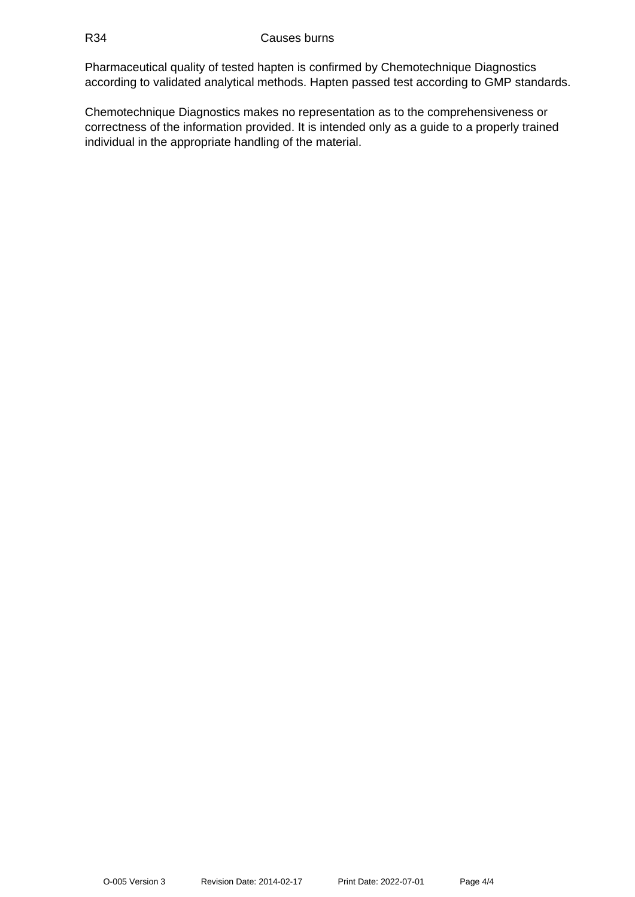| | |
|---|---|
| R34 | Causes burns |

Pharmaceutical quality of tested hapten is confirmed by Chemotechnique Diagnostics according to validated analytical methods. Hapten passed test according to GMP standards.

Chemotechnique Diagnostics makes no representation as to the comprehensiveness or correctness of the information provided. It is intended only as a guide to a properly trained individual in the appropriate handling of the material.